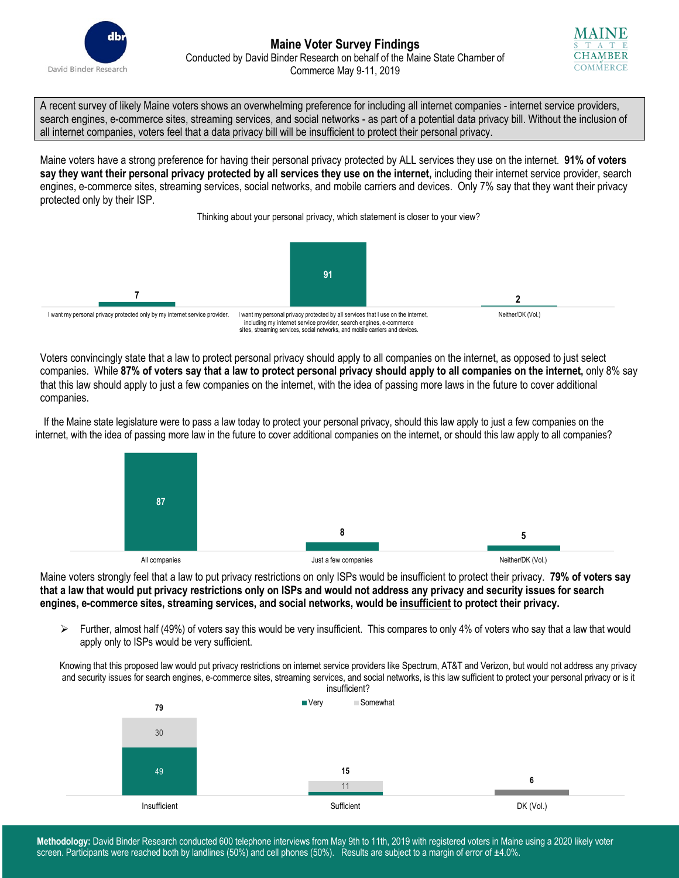# Maine Voter Survey Findings

Conducted by David Binder Research on behalf of the Maine State Chamber of Commerce May 9-11, 2019

A recent survey of likely Maine voters shows an overwhelming preference for including all internet companies - internet service providers, search engines, e-commerce sites, streaming services, and social networks - as part of a potential data privacy bill. Without the inclusion of all internet companies, voters feel that a data privacy bill will be insufficient to protect their personal privacy.

Maine voters have a strong preference for having their personal privacy protected by ALL services they use on the internet. **91% of voters say they want their personal privacy protected by all services they use on the internet,** including their internet service provider, search engines, e-commerce sites, streaming services, social networks, and mobile carriers and devices. Only 7% say that they want their privacy protected only by their ISP.

Thinking about your personal privacy, which statement is closer to your view?

| Response | % |
|---|---|
| I want my personal privacy protected only by my internet service provider. | 7 |
| I want my personal privacy protected by all services that I use on the internet, including my internet service provider, search engines, e-commerce sites, streaming services, social networks, and mobile carriers and devices. | 91 |
| Neither/DK (Vol.) | 2 |

Voters convincingly state that a law to protect personal privacy should apply to all companies on the internet, as opposed to just select companies. While **87% of voters say that a law to protect personal privacy should apply to all companies on the internet,** only 8% say that this law should apply to just a few companies on the internet, with the idea of passing more laws in the future to cover additional companies.

If the Maine state legislature were to pass a law today to protect your personal privacy, should this law apply to just a few companies on the internet, with the idea of passing more law in the future to cover additional companies on the internet, or should this law apply to all companies?

| Response | % |
|---|---|
| All companies | 87 |
| Just a few companies | 8 |
| Neither/DK (Vol.) | 5 |

Maine voters strongly feel that a law to put privacy restrictions on only ISPs would be insufficient to protect their privacy. **79% of voters say that a law that would put privacy restrictions only on ISPs and would not address any privacy and security issues for search engines, e-commerce sites, streaming services, and social networks, would be insufficient to protect their privacy.**

- Further, almost half (49%) of voters say this would be very insufficient. This compares to only 4% of voters who say that a law that would apply only to ISPs would be very sufficient.

Knowing that this proposed law would put privacy restrictions on internet service providers like Spectrum, AT&T and Verizon, but would not address any privacy and security issues for search engines, e-commerce sites, streaming services, and social networks, is this law sufficient to protect your personal privacy or is it insufficient?

| Response | Total | Very | Somewhat |
|---|---|---|---|
| Insufficient | 79 | 49 | 30 |
| Sufficient | 15 | | 11 |
| DK (Vol.) | 6 | | |

**Methodology:** David Binder Research conducted 600 telephone interviews from May 9th to 11th, 2019 with registered voters in Maine using a 2020 likely voter screen. Participants were reached both by landlines (50%) and cell phones (50%). Results are subject to a margin of error of ±4.0%.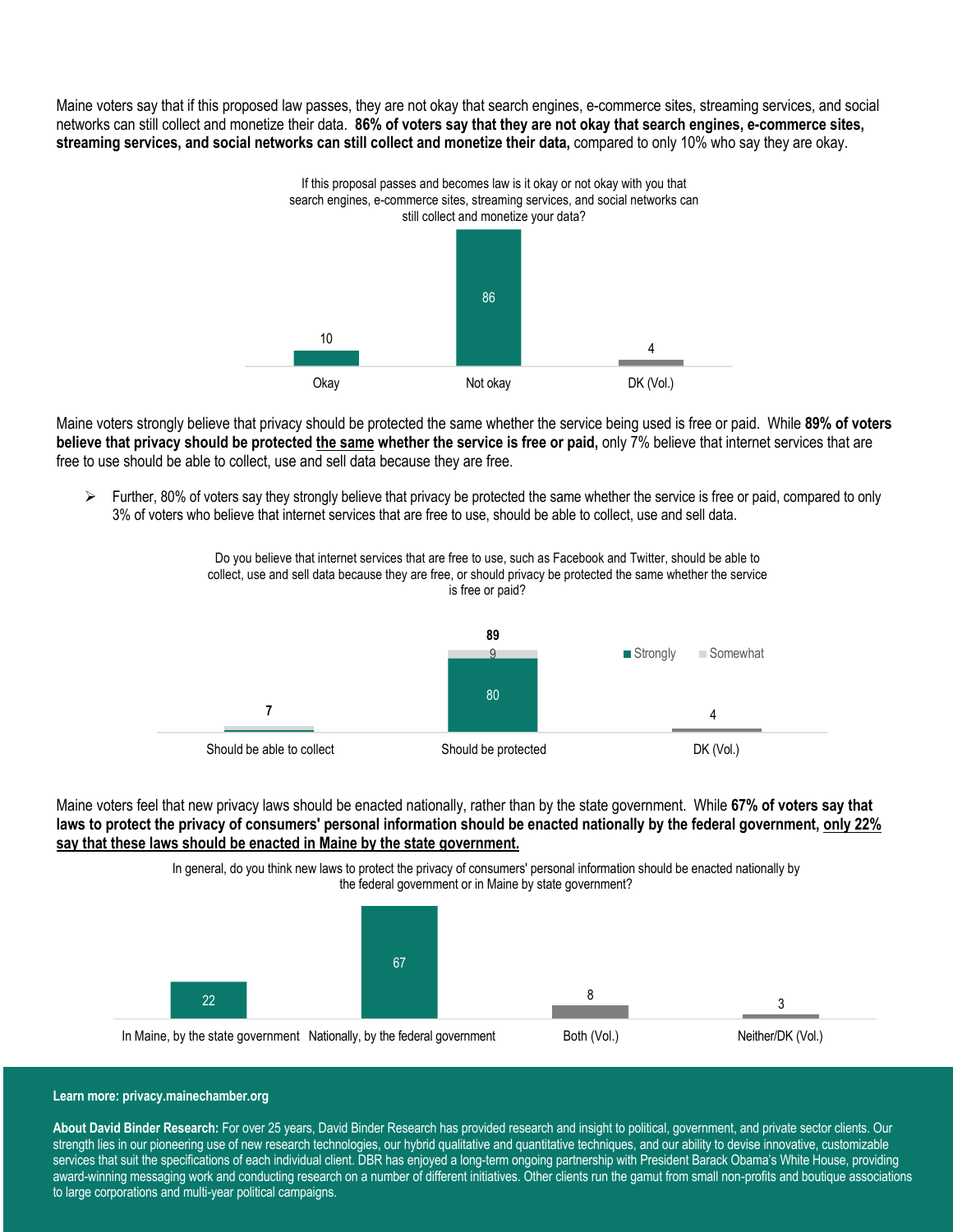Maine voters say that if this proposed law passes, they are not okay that search engines, e-commerce sites, streaming services, and social networks can still collect and monetize their data. **86% of voters say that they are not okay that search engines, e-commerce sites, streaming services, and social networks can still collect and monetize their data,** compared to only 10% who say they are okay.

If this proposal passes and becomes law is it okay or not okay with you that search engines, e-commerce sites, streaming services, and social networks can still collect and monetize your data?

10

86

4

Okay

Not okay

DK (Vol.)

Maine voters strongly believe that privacy should be protected the same whether the service being used is free or paid. While **89% of voters believe that privacy should be protected <u>the same</u> whether the service is free or paid,** only 7% believe that internet services that are free to use should be able to collect, use and sell data because they are free.

- Further, 80% of voters say they strongly believe that privacy be protected the same whether the service is free or paid, compared to only 3% of voters who believe that internet services that are free to use, should be able to collect, use and sell data.

Do you believe that internet services that are free to use, such as Facebook and Twitter, should be able to collect, use and sell data because they are free, or should privacy be protected the same whether the service is free or paid?

Strongly

Somewhat

7

89

9

80

4

Should be able to collect

Should be protected

DK (Vol.)

Maine voters feel that new privacy laws should be enacted nationally, rather than by the state government. While **67% of voters say that laws to protect the privacy of consumers' personal information should be enacted nationally by the federal government, <u>only 22% say that these laws should be enacted in Maine by the state government.</u>**

In general, do you think new laws to protect the privacy of consumers' personal information should be enacted nationally by the federal government or in Maine by state government?

22

67

8

3

In Maine, by the state government

Nationally, by the federal government

Both (Vol.)

Neither/DK (Vol.)

**Learn more: privacy.mainechamber.org**

**About David Binder Research:** For over 25 years, David Binder Research has provided research and insight to political, government, and private sector clients. Our strength lies in our pioneering use of new research technologies, our hybrid qualitative and quantitative techniques, and our ability to devise innovative, customizable services that suit the specifications of each individual client. DBR has enjoyed a long-term ongoing partnership with President Barack Obama's White House, providing award-winning messaging work and conducting research on a number of different initiatives. Other clients run the gamut from small non-profits and boutique associations to large corporations and multi-year political campaigns.